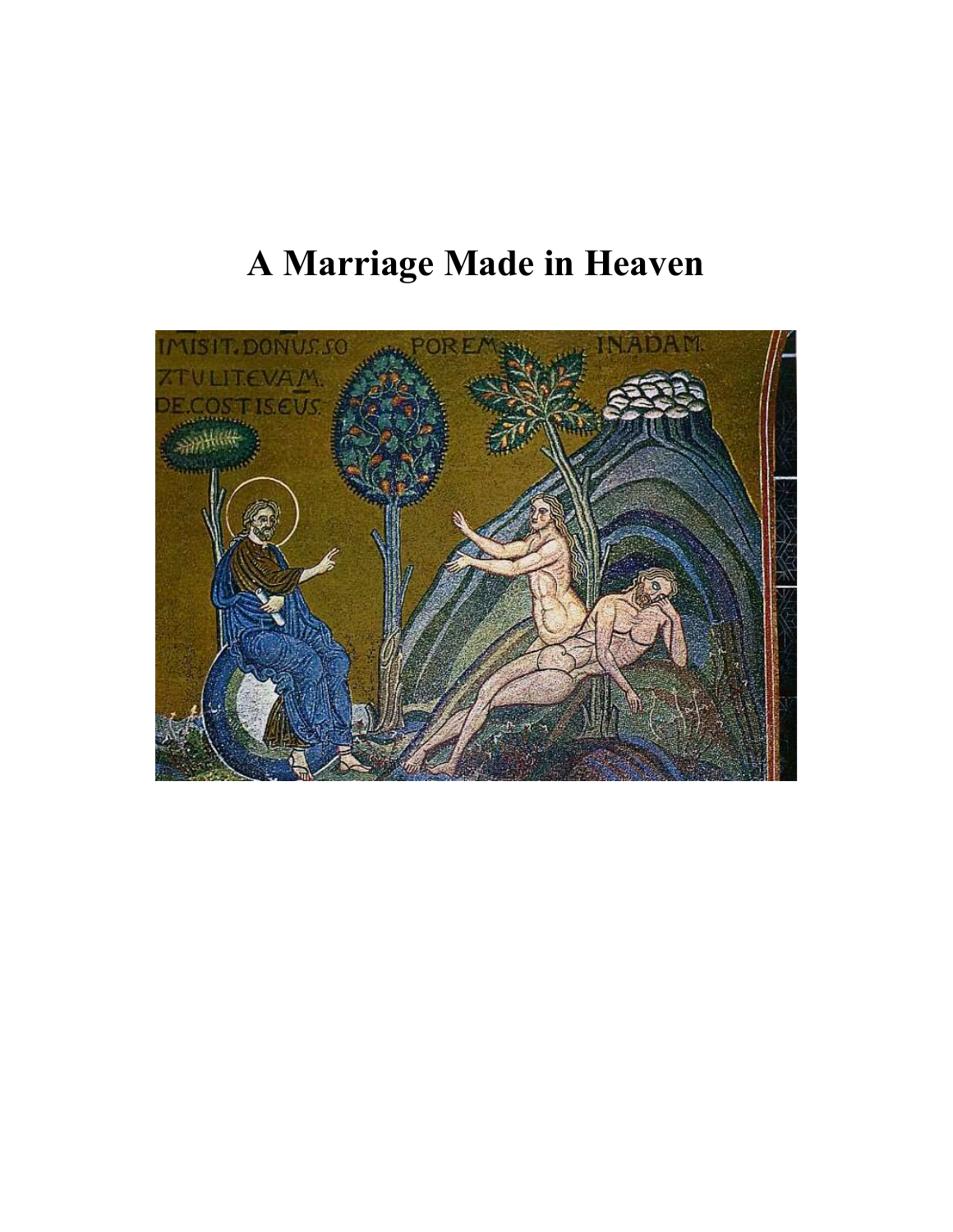# A Marriage Made in Heaven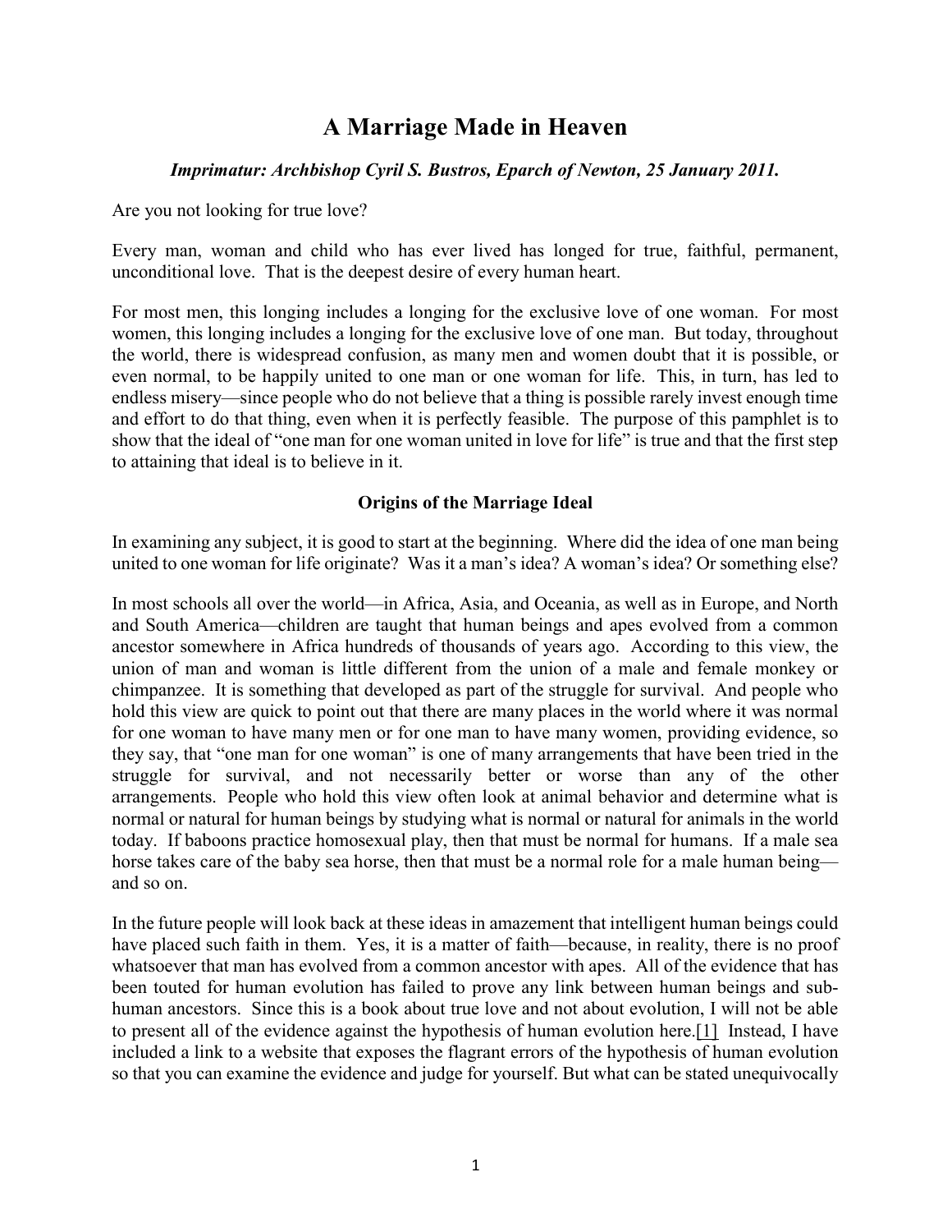# A Marriage Made in Heaven

***Imprimatur: Archbishop Cyril S. Bustros, Eparch of Newton, 25 January 2011.***

Are you not looking for true love?

Every man, woman and child who has ever lived has longed for true, faithful, permanent, unconditional love. That is the deepest desire of every human heart.

For most men, this longing includes a longing for the exclusive love of one woman. For most women, this longing includes a longing for the exclusive love of one man. But today, throughout the world, there is widespread confusion, as many men and women doubt that it is possible, or even normal, to be happily united to one man or one woman for life. This, in turn, has led to endless misery—since people who do not believe that a thing is possible rarely invest enough time and effort to do that thing, even when it is perfectly feasible. The purpose of this pamphlet is to show that the ideal of "one man for one woman united in love for life" is true and that the first step to attaining that ideal is to believe in it.

### Origins of the Marriage Ideal

In examining any subject, it is good to start at the beginning. Where did the idea of one man being united to one woman for life originate? Was it a man's idea? A woman's idea? Or something else?

In most schools all over the world—in Africa, Asia, and Oceania, as well as in Europe, and North and South America—children are taught that human beings and apes evolved from a common ancestor somewhere in Africa hundreds of thousands of years ago. According to this view, the union of man and woman is little different from the union of a male and female monkey or chimpanzee. It is something that developed as part of the struggle for survival. And people who hold this view are quick to point out that there are many places in the world where it was normal for one woman to have many men or for one man to have many women, providing evidence, so they say, that "one man for one woman" is one of many arrangements that have been tried in the struggle for survival, and not necessarily better or worse than any of the other arrangements. People who hold this view often look at animal behavior and determine what is normal or natural for human beings by studying what is normal or natural for animals in the world today. If baboons practice homosexual play, then that must be normal for humans. If a male sea horse takes care of the baby sea horse, then that must be a normal role for a male human being—and so on.

In the future people will look back at these ideas in amazement that intelligent human beings could have placed such faith in them. Yes, it is a matter of faith—because, in reality, there is no proof whatsoever that man has evolved from a common ancestor with apes. All of the evidence that has been touted for human evolution has failed to prove any link between human beings and sub-human ancestors. Since this is a book about true love and not about evolution, I will not be able to present all of the evidence against the hypothesis of human evolution here.[1] Instead, I have included a link to a website that exposes the flagrant errors of the hypothesis of human evolution so that you can examine the evidence and judge for yourself. But what can be stated unequivocally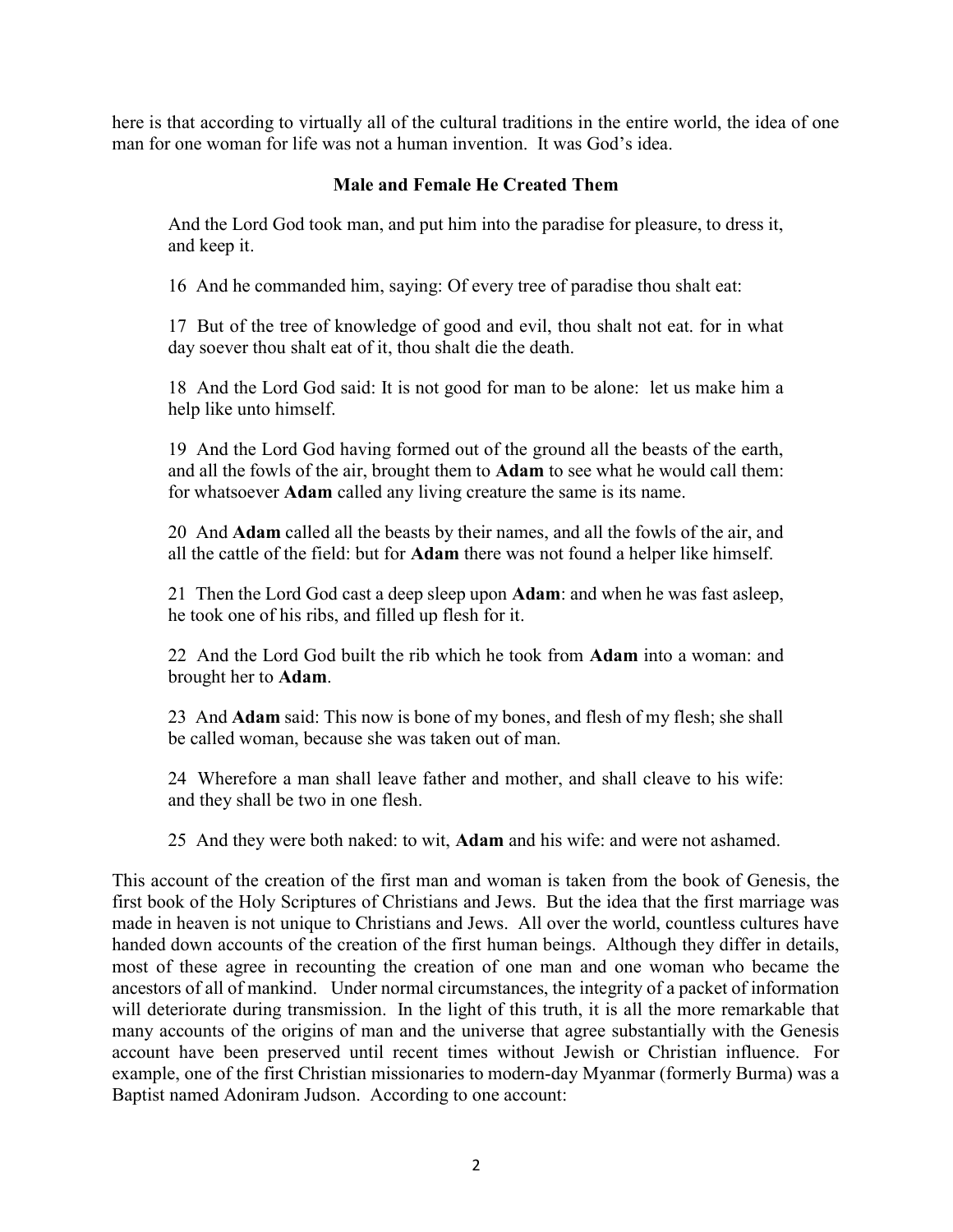here is that according to virtually all of the cultural traditions in the entire world, the idea of one man for one woman for life was not a human invention. It was God's idea.

### Male and Female He Created Them

> And the Lord God took man, and put him into the paradise for pleasure, to dress it, and keep it.
>
> 16 And he commanded him, saying: Of every tree of paradise thou shalt eat:
>
> 17 But of the tree of knowledge of good and evil, thou shalt not eat. for in what day soever thou shalt eat of it, thou shalt die the death.
>
> 18 And the Lord God said: It is not good for man to be alone: let us make him a help like unto himself.
>
> 19 And the Lord God having formed out of the ground all the beasts of the earth, and all the fowls of the air, brought them to **Adam** to see what he would call them: for whatsoever **Adam** called any living creature the same is its name.
>
> 20 And **Adam** called all the beasts by their names, and all the fowls of the air, and all the cattle of the field: but for **Adam** there was not found a helper like himself.
>
> 21 Then the Lord God cast a deep sleep upon **Adam**: and when he was fast asleep, he took one of his ribs, and filled up flesh for it.
>
> 22 And the Lord God built the rib which he took from **Adam** into a woman: and brought her to **Adam**.
>
> 23 And **Adam** said: This now is bone of my bones, and flesh of my flesh; she shall be called woman, because she was taken out of man.
>
> 24 Wherefore a man shall leave father and mother, and shall cleave to his wife: and they shall be two in one flesh.
>
> 25 And they were both naked: to wit, **Adam** and his wife: and were not ashamed.

This account of the creation of the first man and woman is taken from the book of Genesis, the first book of the Holy Scriptures of Christians and Jews. But the idea that the first marriage was made in heaven is not unique to Christians and Jews. All over the world, countless cultures have handed down accounts of the creation of the first human beings. Although they differ in details, most of these agree in recounting the creation of one man and one woman who became the ancestors of all of mankind. Under normal circumstances, the integrity of a packet of information will deteriorate during transmission. In the light of this truth, it is all the more remarkable that many accounts of the origins of man and the universe that agree substantially with the Genesis account have been preserved until recent times without Jewish or Christian influence. For example, one of the first Christian missionaries to modern-day Myanmar (formerly Burma) was a Baptist named Adoniram Judson. According to one account: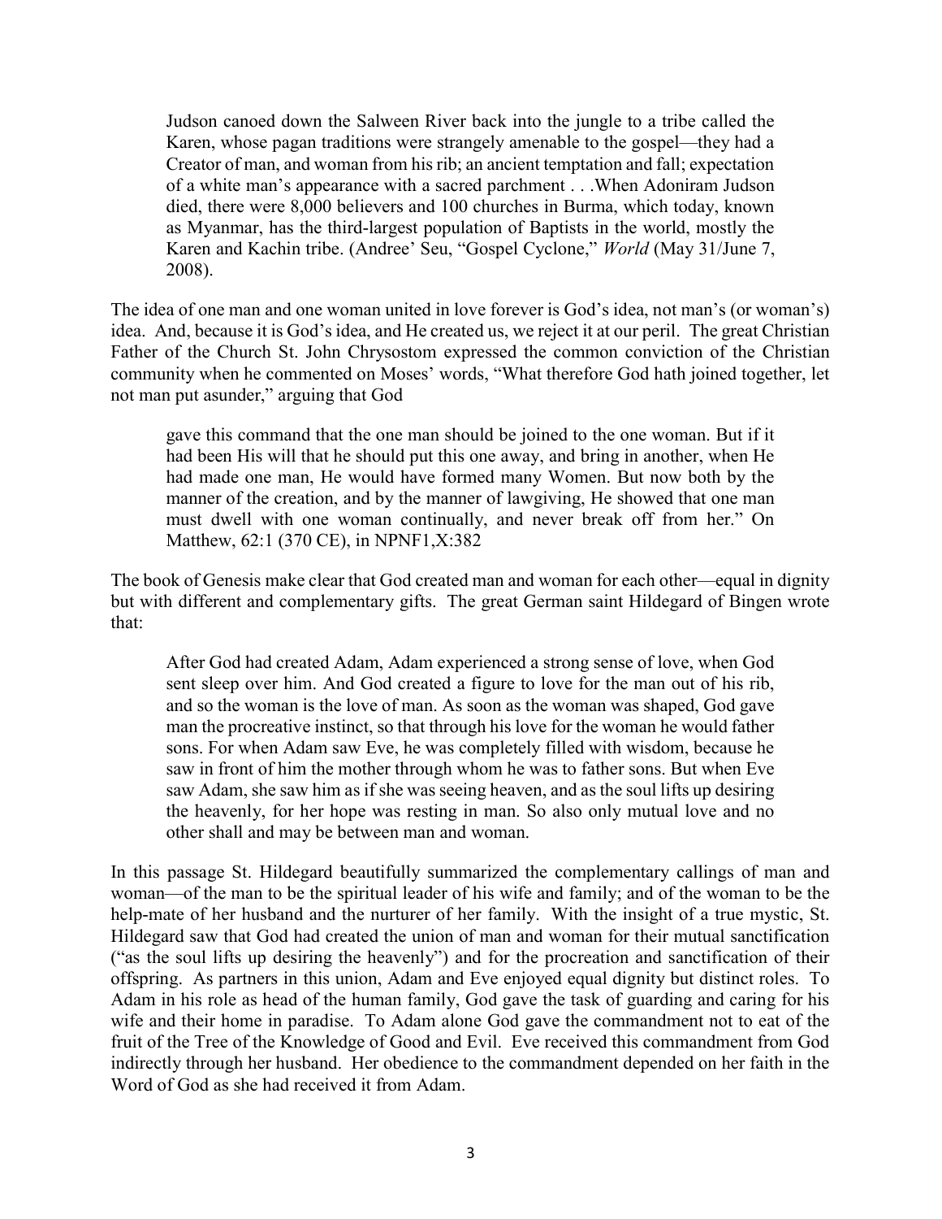> Judson canoed down the Salween River back into the jungle to a tribe called the Karen, whose pagan traditions were strangely amenable to the gospel—they had a Creator of man, and woman from his rib; an ancient temptation and fall; expectation of a white man's appearance with a sacred parchment . . .When Adoniram Judson died, there were 8,000 believers and 100 churches in Burma, which today, known as Myanmar, has the third-largest population of Baptists in the world, mostly the Karen and Kachin tribe. (Andree' Seu, "Gospel Cyclone," *World* (May 31/June 7, 2008).

The idea of one man and one woman united in love forever is God's idea, not man's (or woman's) idea. And, because it is God's idea, and He created us, we reject it at our peril. The great Christian Father of the Church St. John Chrysostom expressed the common conviction of the Christian community when he commented on Moses' words, "What therefore God hath joined together, let not man put asunder," arguing that God

> gave this command that the one man should be joined to the one woman. But if it had been His will that he should put this one away, and bring in another, when He had made one man, He would have formed many Women. But now both by the manner of the creation, and by the manner of lawgiving, He showed that one man must dwell with one woman continually, and never break off from her." On Matthew, 62:1 (370 CE), in NPNF1,X:382

The book of Genesis make clear that God created man and woman for each other—equal in dignity but with different and complementary gifts. The great German saint Hildegard of Bingen wrote that:

> After God had created Adam, Adam experienced a strong sense of love, when God sent sleep over him. And God created a figure to love for the man out of his rib, and so the woman is the love of man. As soon as the woman was shaped, God gave man the procreative instinct, so that through his love for the woman he would father sons. For when Adam saw Eve, he was completely filled with wisdom, because he saw in front of him the mother through whom he was to father sons. But when Eve saw Adam, she saw him as if she was seeing heaven, and as the soul lifts up desiring the heavenly, for her hope was resting in man. So also only mutual love and no other shall and may be between man and woman.

In this passage St. Hildegard beautifully summarized the complementary callings of man and woman—of the man to be the spiritual leader of his wife and family; and of the woman to be the help-mate of her husband and the nurturer of her family. With the insight of a true mystic, St. Hildegard saw that God had created the union of man and woman for their mutual sanctification ("as the soul lifts up desiring the heavenly") and for the procreation and sanctification of their offspring. As partners in this union, Adam and Eve enjoyed equal dignity but distinct roles. To Adam in his role as head of the human family, God gave the task of guarding and caring for his wife and their home in paradise. To Adam alone God gave the commandment not to eat of the fruit of the Tree of the Knowledge of Good and Evil. Eve received this commandment from God indirectly through her husband. Her obedience to the commandment depended on her faith in the Word of God as she had received it from Adam.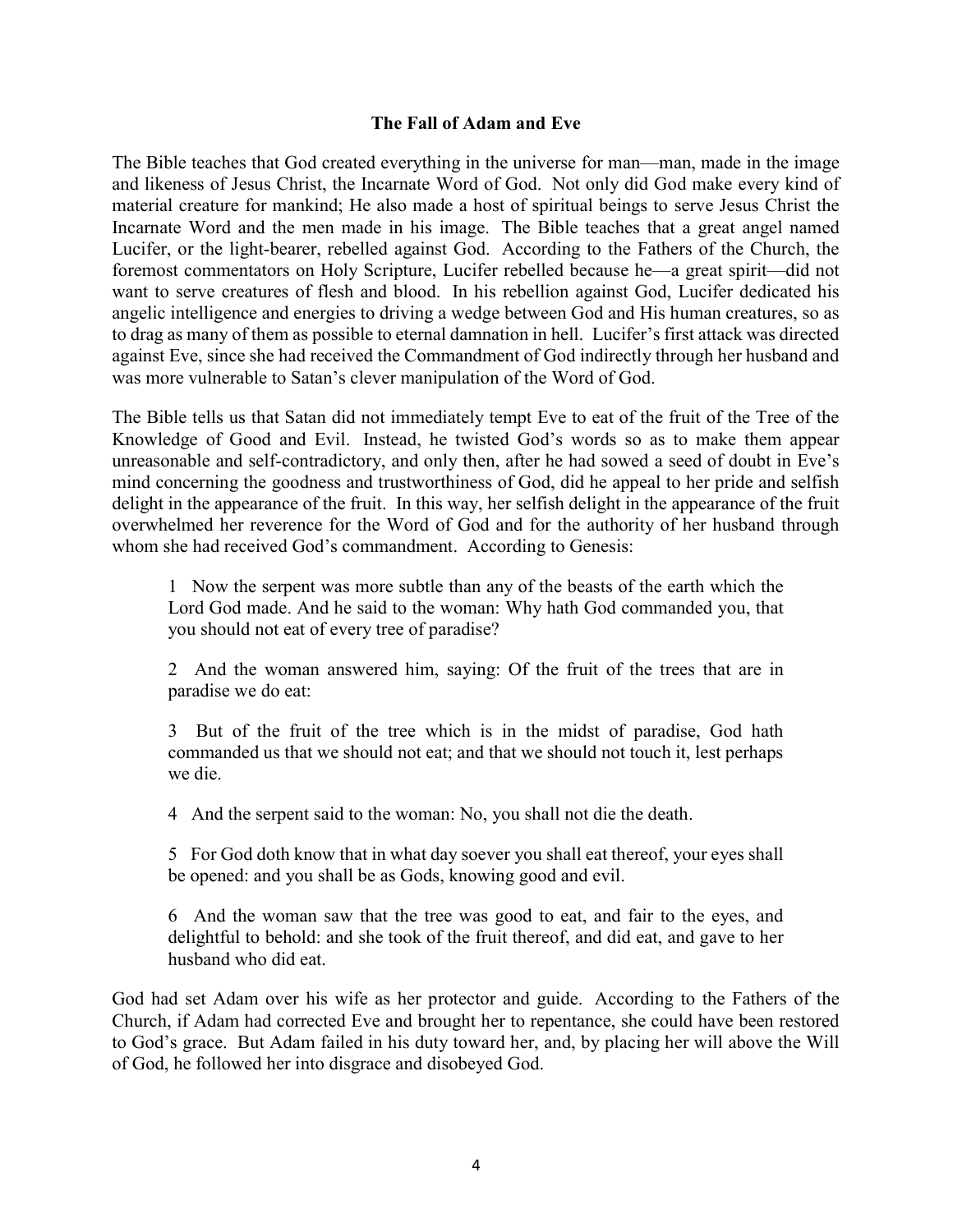**The Fall of Adam and Eve**

The Bible teaches that God created everything in the universe for man—man, made in the image and likeness of Jesus Christ, the Incarnate Word of God. Not only did God make every kind of material creature for mankind; He also made a host of spiritual beings to serve Jesus Christ the Incarnate Word and the men made in his image. The Bible teaches that a great angel named Lucifer, or the light-bearer, rebelled against God. According to the Fathers of the Church, the foremost commentators on Holy Scripture, Lucifer rebelled because he—a great spirit—did not want to serve creatures of flesh and blood. In his rebellion against God, Lucifer dedicated his angelic intelligence and energies to driving a wedge between God and His human creatures, so as to drag as many of them as possible to eternal damnation in hell. Lucifer's first attack was directed against Eve, since she had received the Commandment of God indirectly through her husband and was more vulnerable to Satan's clever manipulation of the Word of God.

The Bible tells us that Satan did not immediately tempt Eve to eat of the fruit of the Tree of the Knowledge of Good and Evil. Instead, he twisted God's words so as to make them appear unreasonable and self-contradictory, and only then, after he had sowed a seed of doubt in Eve's mind concerning the goodness and trustworthiness of God, did he appeal to her pride and selfish delight in the appearance of the fruit. In this way, her selfish delight in the appearance of the fruit overwhelmed her reverence for the Word of God and for the authority of her husband through whom she had received God's commandment. According to Genesis:

> 1 Now the serpent was more subtle than any of the beasts of the earth which the Lord God made. And he said to the woman: Why hath God commanded you, that you should not eat of every tree of paradise?
>
> 2 And the woman answered him, saying: Of the fruit of the trees that are in paradise we do eat:
>
> 3 But of the fruit of the tree which is in the midst of paradise, God hath commanded us that we should not eat; and that we should not touch it, lest perhaps we die.
>
> 4 And the serpent said to the woman: No, you shall not die the death.
>
> 5 For God doth know that in what day soever you shall eat thereof, your eyes shall be opened: and you shall be as Gods, knowing good and evil.
>
> 6 And the woman saw that the tree was good to eat, and fair to the eyes, and delightful to behold: and she took of the fruit thereof, and did eat, and gave to her husband who did eat.

God had set Adam over his wife as her protector and guide. According to the Fathers of the Church, if Adam had corrected Eve and brought her to repentance, she could have been restored to God's grace. But Adam failed in his duty toward her, and, by placing her will above the Will of God, he followed her into disgrace and disobeyed God.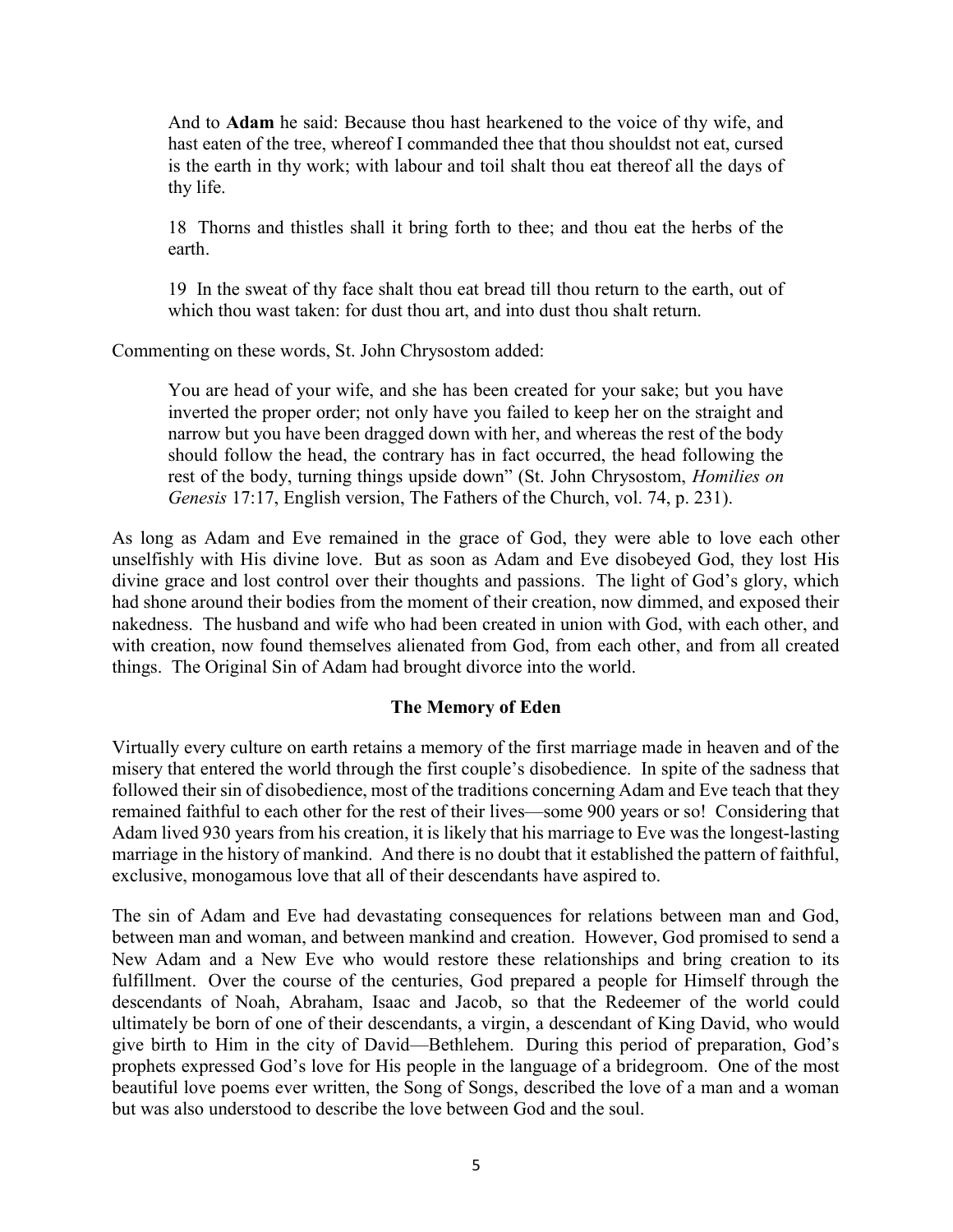> And to **Adam** he said: Because thou hast hearkened to the voice of thy wife, and hast eaten of the tree, whereof I commanded thee that thou shouldst not eat, cursed is the earth in thy work; with labour and toil shalt thou eat thereof all the days of thy life.
>
> 18 Thorns and thistles shall it bring forth to thee; and thou eat the herbs of the earth.
>
> 19 In the sweat of thy face shalt thou eat bread till thou return to the earth, out of which thou wast taken: for dust thou art, and into dust thou shalt return.

Commenting on these words, St. John Chrysostom added:

> You are head of your wife, and she has been created for your sake; but you have inverted the proper order; not only have you failed to keep her on the straight and narrow but you have been dragged down with her, and whereas the rest of the body should follow the head, the contrary has in fact occurred, the head following the rest of the body, turning things upside down" (St. John Chrysostom, *Homilies on Genesis* 17:17, English version, The Fathers of the Church, vol. 74, p. 231).

As long as Adam and Eve remained in the grace of God, they were able to love each other unselfishly with His divine love. But as soon as Adam and Eve disobeyed God, they lost His divine grace and lost control over their thoughts and passions. The light of God's glory, which had shone around their bodies from the moment of their creation, now dimmed, and exposed their nakedness. The husband and wife who had been created in union with God, with each other, and with creation, now found themselves alienated from God, from each other, and from all created things. The Original Sin of Adam had brought divorce into the world.

## The Memory of Eden

Virtually every culture on earth retains a memory of the first marriage made in heaven and of the misery that entered the world through the first couple's disobedience. In spite of the sadness that followed their sin of disobedience, most of the traditions concerning Adam and Eve teach that they remained faithful to each other for the rest of their lives—some 900 years or so! Considering that Adam lived 930 years from his creation, it is likely that his marriage to Eve was the longest-lasting marriage in the history of mankind. And there is no doubt that it established the pattern of faithful, exclusive, monogamous love that all of their descendants have aspired to.

The sin of Adam and Eve had devastating consequences for relations between man and God, between man and woman, and between mankind and creation. However, God promised to send a New Adam and a New Eve who would restore these relationships and bring creation to its fulfillment. Over the course of the centuries, God prepared a people for Himself through the descendants of Noah, Abraham, Isaac and Jacob, so that the Redeemer of the world could ultimately be born of one of their descendants, a virgin, a descendant of King David, who would give birth to Him in the city of David—Bethlehem. During this period of preparation, God's prophets expressed God's love for His people in the language of a bridegroom. One of the most beautiful love poems ever written, the Song of Songs, described the love of a man and a woman but was also understood to describe the love between God and the soul.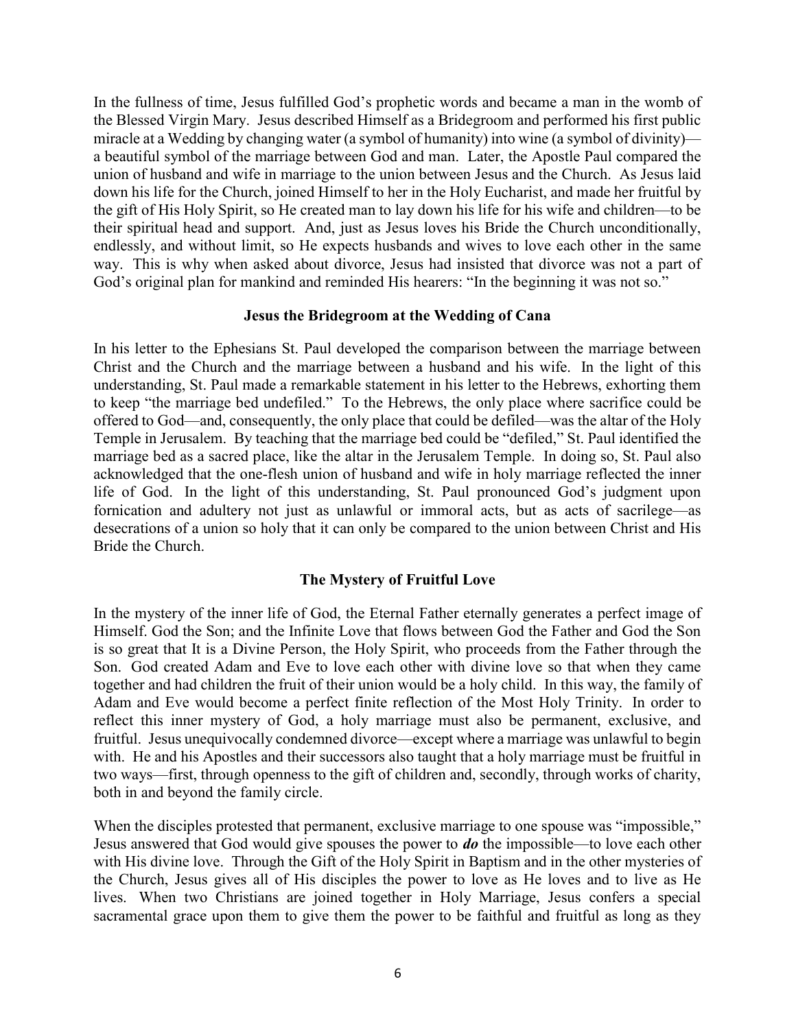In the fullness of time, Jesus fulfilled God's prophetic words and became a man in the womb of the Blessed Virgin Mary. Jesus described Himself as a Bridegroom and performed his first public miracle at a Wedding by changing water (a symbol of humanity) into wine (a symbol of divinity)—a beautiful symbol of the marriage between God and man. Later, the Apostle Paul compared the union of husband and wife in marriage to the union between Jesus and the Church. As Jesus laid down his life for the Church, joined Himself to her in the Holy Eucharist, and made her fruitful by the gift of His Holy Spirit, so He created man to lay down his life for his wife and children—to be their spiritual head and support. And, just as Jesus loves his Bride the Church unconditionally, endlessly, and without limit, so He expects husbands and wives to love each other in the same way. This is why when asked about divorce, Jesus had insisted that divorce was not a part of God's original plan for mankind and reminded His hearers: "In the beginning it was not so."

### Jesus the Bridegroom at the Wedding of Cana

In his letter to the Ephesians St. Paul developed the comparison between the marriage between Christ and the Church and the marriage between a husband and his wife. In the light of this understanding, St. Paul made a remarkable statement in his letter to the Hebrews, exhorting them to keep "the marriage bed undefiled." To the Hebrews, the only place where sacrifice could be offered to God—and, consequently, the only place that could be defiled—was the altar of the Holy Temple in Jerusalem. By teaching that the marriage bed could be "defiled," St. Paul identified the marriage bed as a sacred place, like the altar in the Jerusalem Temple. In doing so, St. Paul also acknowledged that the one-flesh union of husband and wife in holy marriage reflected the inner life of God. In the light of this understanding, St. Paul pronounced God's judgment upon fornication and adultery not just as unlawful or immoral acts, but as acts of sacrilege—as desecrations of a union so holy that it can only be compared to the union between Christ and His Bride the Church.

### The Mystery of Fruitful Love

In the mystery of the inner life of God, the Eternal Father eternally generates a perfect image of Himself. God the Son; and the Infinite Love that flows between God the Father and God the Son is so great that It is a Divine Person, the Holy Spirit, who proceeds from the Father through the Son. God created Adam and Eve to love each other with divine love so that when they came together and had children the fruit of their union would be a holy child. In this way, the family of Adam and Eve would become a perfect finite reflection of the Most Holy Trinity. In order to reflect this inner mystery of God, a holy marriage must also be permanent, exclusive, and fruitful. Jesus unequivocally condemned divorce—except where a marriage was unlawful to begin with. He and his Apostles and their successors also taught that a holy marriage must be fruitful in two ways—first, through openness to the gift of children and, secondly, through works of charity, both in and beyond the family circle.

When the disciples protested that permanent, exclusive marriage to one spouse was "impossible," Jesus answered that God would give spouses the power to ***do*** the impossible—to love each other with His divine love. Through the Gift of the Holy Spirit in Baptism and in the other mysteries of the Church, Jesus gives all of His disciples the power to love as He loves and to live as He lives. When two Christians are joined together in Holy Marriage, Jesus confers a special sacramental grace upon them to give them the power to be faithful and fruitful as long as they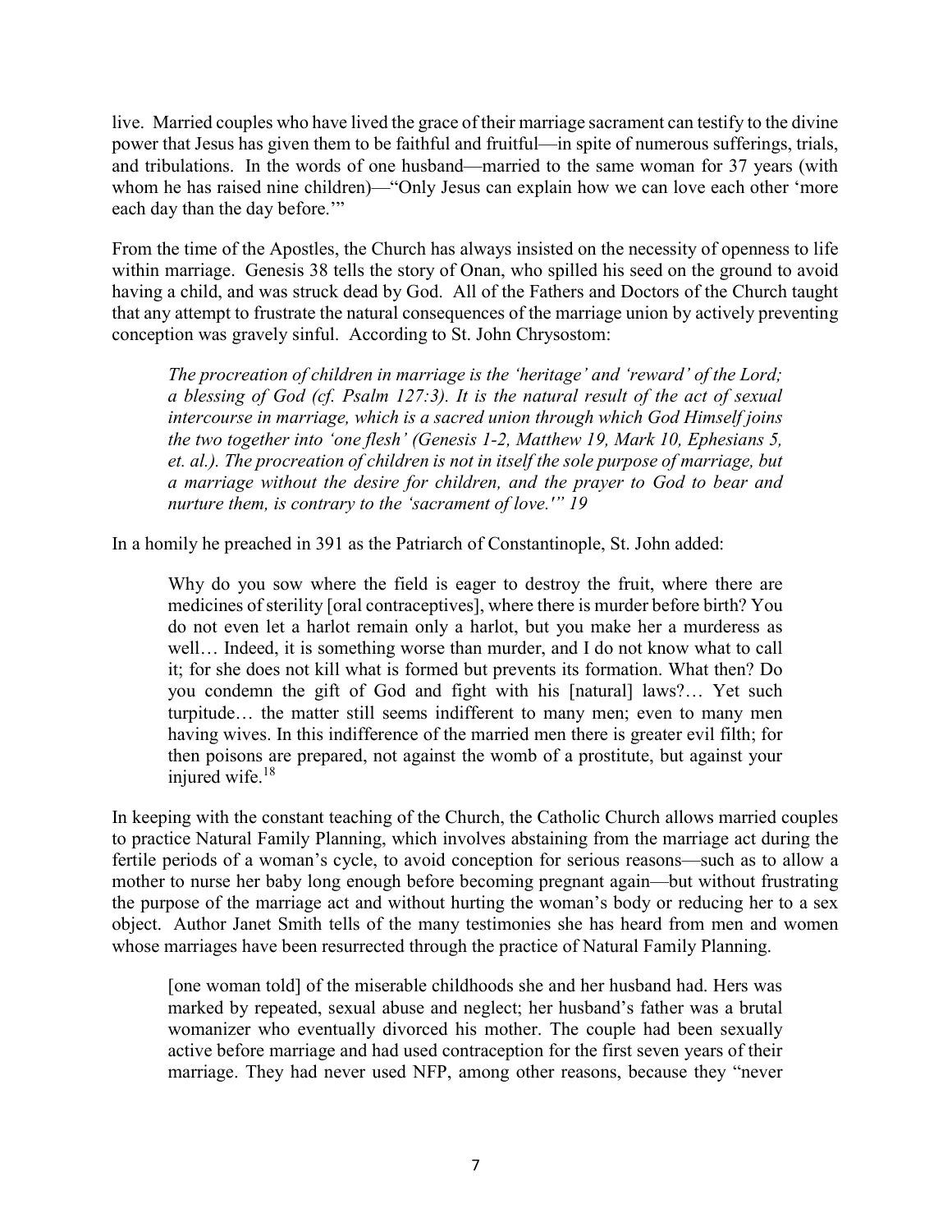live. Married couples who have lived the grace of their marriage sacrament can testify to the divine power that Jesus has given them to be faithful and fruitful—in spite of numerous sufferings, trials, and tribulations. In the words of one husband—married to the same woman for 37 years (with whom he has raised nine children)—"Only Jesus can explain how we can love each other 'more each day than the day before.'"

From the time of the Apostles, the Church has always insisted on the necessity of openness to life within marriage. Genesis 38 tells the story of Onan, who spilled his seed on the ground to avoid having a child, and was struck dead by God. All of the Fathers and Doctors of the Church taught that any attempt to frustrate the natural consequences of the marriage union by actively preventing conception was gravely sinful. According to St. John Chrysostom:

> *The procreation of children in marriage is the 'heritage' and 'reward' of the Lord; a blessing of God (cf. Psalm 127:3). It is the natural result of the act of sexual intercourse in marriage, which is a sacred union through which God Himself joins the two together into 'one flesh' (Genesis 1-2, Matthew 19, Mark 10, Ephesians 5, et. al.). The procreation of children is not in itself the sole purpose of marriage, but a marriage without the desire for children, and the prayer to God to bear and nurture them, is contrary to the 'sacrament of love.'" 19*

In a homily he preached in 391 as the Patriarch of Constantinople, St. John added:

> Why do you sow where the field is eager to destroy the fruit, where there are medicines of sterility [oral contraceptives], where there is murder before birth? You do not even let a harlot remain only a harlot, but you make her a murderess as well… Indeed, it is something worse than murder, and I do not know what to call it; for she does not kill what is formed but prevents its formation. What then? Do you condemn the gift of God and fight with his [natural] laws?… Yet such turpitude… the matter still seems indifferent to many men; even to many men having wives. In this indifference of the married men there is greater evil filth; for then poisons are prepared, not against the womb of a prostitute, but against your injured wife.[18]

In keeping with the constant teaching of the Church, the Catholic Church allows married couples to practice Natural Family Planning, which involves abstaining from the marriage act during the fertile periods of a woman's cycle, to avoid conception for serious reasons—such as to allow a mother to nurse her baby long enough before becoming pregnant again—but without frustrating the purpose of the marriage act and without hurting the woman's body or reducing her to a sex object. Author Janet Smith tells of the many testimonies she has heard from men and women whose marriages have been resurrected through the practice of Natural Family Planning.

> [one woman told] of the miserable childhoods she and her husband had. Hers was marked by repeated, sexual abuse and neglect; her husband's father was a brutal womanizer who eventually divorced his mother. The couple had been sexually active before marriage and had used contraception for the first seven years of their marriage. They had never used NFP, among other reasons, because they "never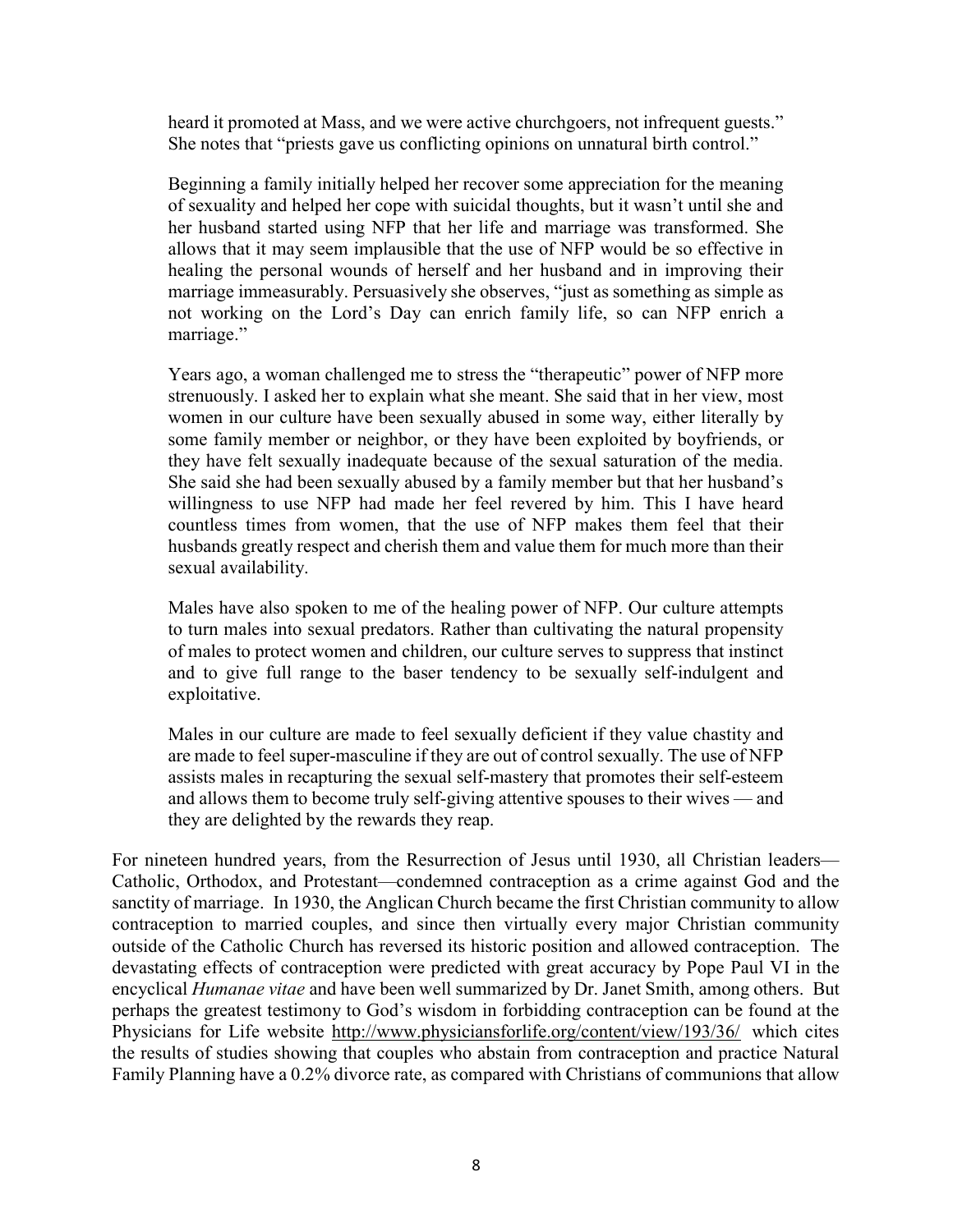> heard it promoted at Mass, and we were active churchgoers, not infrequent guests." She notes that "priests gave us conflicting opinions on unnatural birth control."
>
> Beginning a family initially helped her recover some appreciation for the meaning of sexuality and helped her cope with suicidal thoughts, but it wasn't until she and her husband started using NFP that her life and marriage was transformed. She allows that it may seem implausible that the use of NFP would be so effective in healing the personal wounds of herself and her husband and in improving their marriage immeasurably. Persuasively she observes, "just as something as simple as not working on the Lord's Day can enrich family life, so can NFP enrich a marriage."
>
> Years ago, a woman challenged me to stress the "therapeutic" power of NFP more strenuously. I asked her to explain what she meant. She said that in her view, most women in our culture have been sexually abused in some way, either literally by some family member or neighbor, or they have been exploited by boyfriends, or they have felt sexually inadequate because of the sexual saturation of the media. She said she had been sexually abused by a family member but that her husband's willingness to use NFP had made her feel revered by him. This I have heard countless times from women, that the use of NFP makes them feel that their husbands greatly respect and cherish them and value them for much more than their sexual availability.
>
> Males have also spoken to me of the healing power of NFP. Our culture attempts to turn males into sexual predators. Rather than cultivating the natural propensity of males to protect women and children, our culture serves to suppress that instinct and to give full range to the baser tendency to be sexually self-indulgent and exploitative.
>
> Males in our culture are made to feel sexually deficient if they value chastity and are made to feel super-masculine if they are out of control sexually. The use of NFP assists males in recapturing the sexual self-mastery that promotes their self-esteem and allows them to become truly self-giving attentive spouses to their wives — and they are delighted by the rewards they reap.

For nineteen hundred years, from the Resurrection of Jesus until 1930, all Christian leaders—Catholic, Orthodox, and Protestant—condemned contraception as a crime against God and the sanctity of marriage. In 1930, the Anglican Church became the first Christian community to allow contraception to married couples, and since then virtually every major Christian community outside of the Catholic Church has reversed its historic position and allowed contraception. The devastating effects of contraception were predicted with great accuracy by Pope Paul VI in the encyclical *Humanae vitae* and have been well summarized by Dr. Janet Smith, among others. But perhaps the greatest testimony to God's wisdom in forbidding contraception can be found at the Physicians for Life website http://www.physiciansforlife.org/content/view/193/36/ which cites the results of studies showing that couples who abstain from contraception and practice Natural Family Planning have a 0.2% divorce rate, as compared with Christians of communions that allow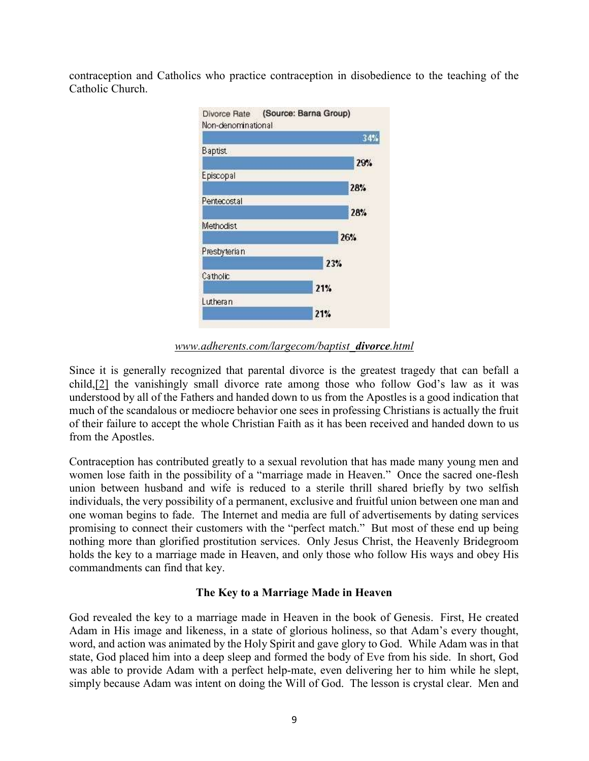contraception and Catholics who practice contraception in disobedience to the teaching of the Catholic Church.

| Divorce Rate (Source: Barna Group) | |
|---|---|
| Non-denominational | 34% |
| Baptist | 29% |
| Episcopal | 28% |
| Pentecostal | 28% |
| Methodist | 26% |
| Presbyterian | 23% |
| Catholic | 21% |
| Lutheran | 21% |

*www.adherents.com/largecom/baptist_**divorce**.html*

Since it is generally recognized that parental divorce is the greatest tragedy that can befall a child,[2] the vanishingly small divorce rate among those who follow God's law as it was understood by all of the Fathers and handed down to us from the Apostles is a good indication that much of the scandalous or mediocre behavior one sees in professing Christians is actually the fruit of their failure to accept the whole Christian Faith as it has been received and handed down to us from the Apostles.

Contraception has contributed greatly to a sexual revolution that has made many young men and women lose faith in the possibility of a "marriage made in Heaven." Once the sacred one-flesh union between husband and wife is reduced to a sterile thrill shared briefly by two selfish individuals, the very possibility of a permanent, exclusive and fruitful union between one man and one woman begins to fade. The Internet and media are full of advertisements by dating services promising to connect their customers with the "perfect match." But most of these end up being nothing more than glorified prostitution services. Only Jesus Christ, the Heavenly Bridegroom holds the key to a marriage made in Heaven, and only those who follow His ways and obey His commandments can find that key.

**The Key to a Marriage Made in Heaven**

God revealed the key to a marriage made in Heaven in the book of Genesis. First, He created Adam in His image and likeness, in a state of glorious holiness, so that Adam's every thought, word, and action was animated by the Holy Spirit and gave glory to God. While Adam was in that state, God placed him into a deep sleep and formed the body of Eve from his side. In short, God was able to provide Adam with a perfect help-mate, even delivering her to him while he slept, simply because Adam was intent on doing the Will of God. The lesson is crystal clear. Men and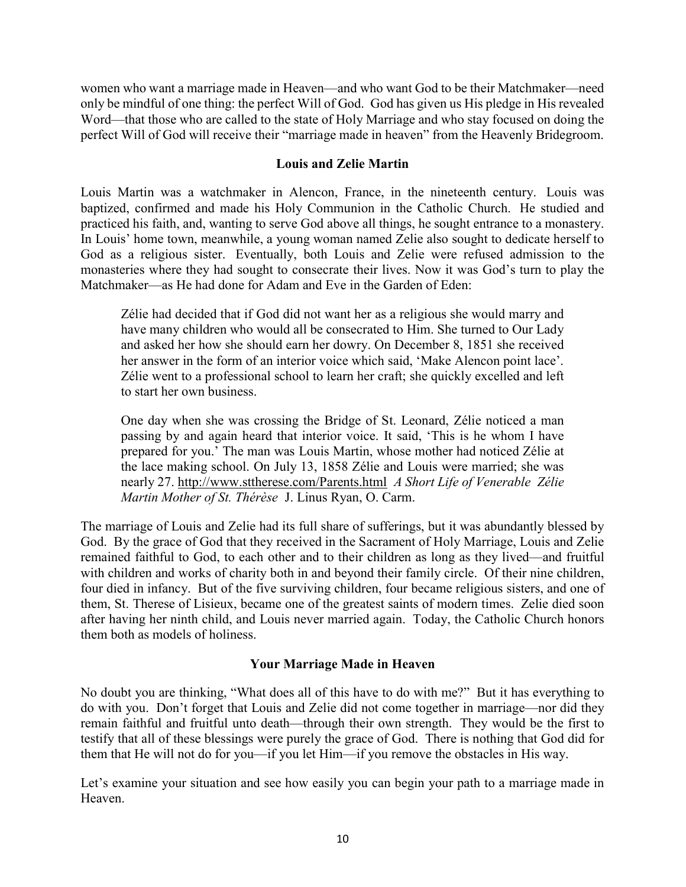women who want a marriage made in Heaven—and who want God to be their Matchmaker—need only be mindful of one thing: the perfect Will of God. God has given us His pledge in His revealed Word—that those who are called to the state of Holy Marriage and who stay focused on doing the perfect Will of God will receive their "marriage made in heaven" from the Heavenly Bridegroom.

### Louis and Zelie Martin

Louis Martin was a watchmaker in Alencon, France, in the nineteenth century. Louis was baptized, confirmed and made his Holy Communion in the Catholic Church. He studied and practiced his faith, and, wanting to serve God above all things, he sought entrance to a monastery. In Louis' home town, meanwhile, a young woman named Zelie also sought to dedicate herself to God as a religious sister. Eventually, both Louis and Zelie were refused admission to the monasteries where they had sought to consecrate their lives. Now it was God's turn to play the Matchmaker—as He had done for Adam and Eve in the Garden of Eden:

> Zélie had decided that if God did not want her as a religious she would marry and have many children who would all be consecrated to Him. She turned to Our Lady and asked her how she should earn her dowry. On December 8, 1851 she received her answer in the form of an interior voice which said, 'Make Alencon point lace'. Zélie went to a professional school to learn her craft; she quickly excelled and left to start her own business.
>
> One day when she was crossing the Bridge of St. Leonard, Zélie noticed a man passing by and again heard that interior voice. It said, 'This is he whom I have prepared for you.' The man was Louis Martin, whose mother had noticed Zélie at the lace making school. On July 13, 1858 Zélie and Louis were married; she was nearly 27. http://www.sttherese.com/Parents.html *A Short Life of Venerable Zélie Martin Mother of St. Thérèse* J. Linus Ryan, O. Carm.

The marriage of Louis and Zelie had its full share of sufferings, but it was abundantly blessed by God. By the grace of God that they received in the Sacrament of Holy Marriage, Louis and Zelie remained faithful to God, to each other and to their children as long as they lived—and fruitful with children and works of charity both in and beyond their family circle. Of their nine children, four died in infancy. But of the five surviving children, four became religious sisters, and one of them, St. Therese of Lisieux, became one of the greatest saints of modern times. Zelie died soon after having her ninth child, and Louis never married again. Today, the Catholic Church honors them both as models of holiness.

### Your Marriage Made in Heaven

No doubt you are thinking, "What does all of this have to do with me?" But it has everything to do with you. Don't forget that Louis and Zelie did not come together in marriage—nor did they remain faithful and fruitful unto death—through their own strength. They would be the first to testify that all of these blessings were purely the grace of God. There is nothing that God did for them that He will not do for you—if you let Him—if you remove the obstacles in His way.

Let's examine your situation and see how easily you can begin your path to a marriage made in Heaven.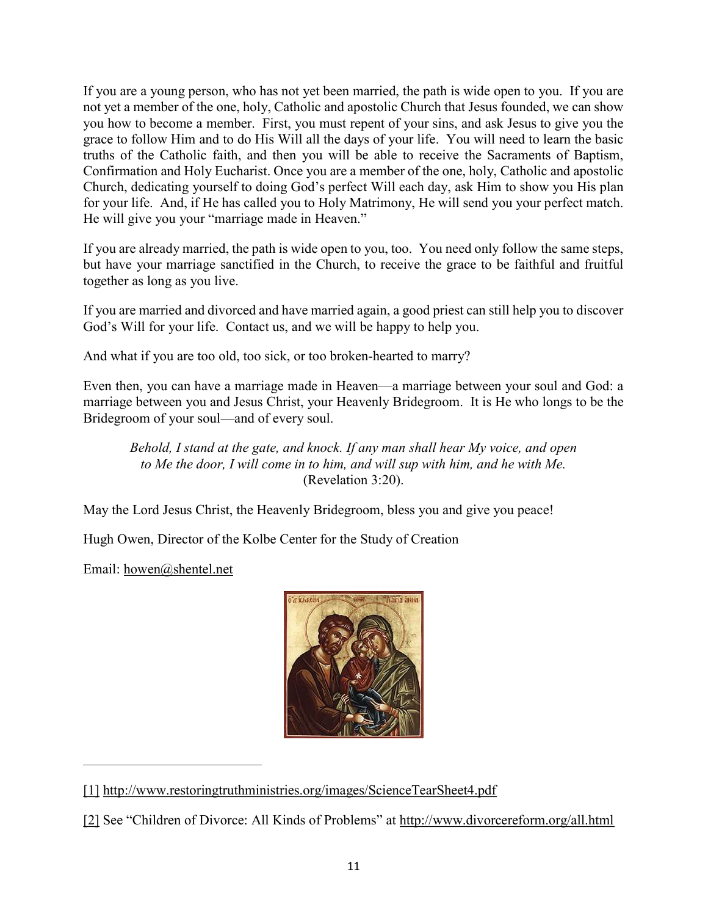If you are a young person, who has not yet been married, the path is wide open to you. If you are not yet a member of the one, holy, Catholic and apostolic Church that Jesus founded, we can show you how to become a member. First, you must repent of your sins, and ask Jesus to give you the grace to follow Him and to do His Will all the days of your life. You will need to learn the basic truths of the Catholic faith, and then you will be able to receive the Sacraments of Baptism, Confirmation and Holy Eucharist. Once you are a member of the one, holy, Catholic and apostolic Church, dedicating yourself to doing God's perfect Will each day, ask Him to show you His plan for your life. And, if He has called you to Holy Matrimony, He will send you your perfect match. He will give you your "marriage made in Heaven."

If you are already married, the path is wide open to you, too. You need only follow the same steps, but have your marriage sanctified in the Church, to receive the grace to be faithful and fruitful together as long as you live.

If you are married and divorced and have married again, a good priest can still help you to discover God's Will for your life. Contact us, and we will be happy to help you.

And what if you are too old, too sick, or too broken-hearted to marry?

Even then, you can have a marriage made in Heaven—a marriage between your soul and God: a marriage between you and Jesus Christ, your Heavenly Bridegroom. It is He who longs to be the Bridegroom of your soul—and of every soul.

> *Behold, I stand at the gate, and knock. If any man shall hear My voice, and open to Me the door, I will come in to him, and will sup with him, and he with Me.* (Revelation 3:20).

May the Lord Jesus Christ, the Heavenly Bridegroom, bless you and give you peace!

Hugh Owen, Director of the Kolbe Center for the Study of Creation

Email: howen@shentel.net

---

[1] http://www.restoringtruthministries.org/images/ScienceTearSheet4.pdf

[2] See "Children of Divorce: All Kinds of Problems" at http://www.divorcereform.org/all.html